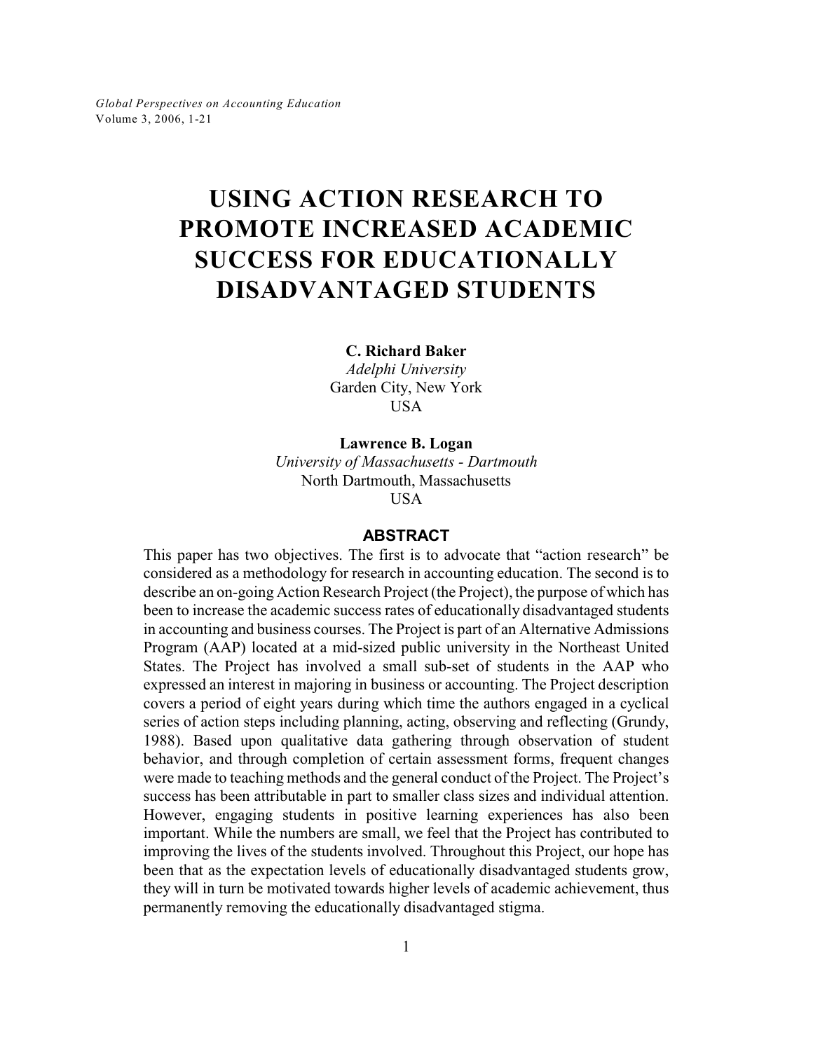# USING ACTION RESEARCH TO PROMOTE INCREASED ACADEMIC SUCCESS FOR EDUCATIONALLY DISADVANTAGED STUDENTS

**C. Richard Baker**
*Adelphi University*
Garden City, New York
USA

**Lawrence B. Logan**
*University of Massachusetts - Dartmouth*
North Dartmouth, Massachusetts
USA

## ABSTRACT

This paper has two objectives. The first is to advocate that "action research" be considered as a methodology for research in accounting education. The second is to describe an on-going Action Research Project (the Project), the purpose of which has been to increase the academic success rates of educationally disadvantaged students in accounting and business courses. The Project is part of an Alternative Admissions Program (AAP) located at a mid-sized public university in the Northeast United States. The Project has involved a small sub-set of students in the AAP who expressed an interest in majoring in business or accounting. The Project description covers a period of eight years during which time the authors engaged in a cyclical series of action steps including planning, acting, observing and reflecting (Grundy, 1988). Based upon qualitative data gathering through observation of student behavior, and through completion of certain assessment forms, frequent changes were made to teaching methods and the general conduct of the Project. The Project's success has been attributable in part to smaller class sizes and individual attention. However, engaging students in positive learning experiences has also been important. While the numbers are small, we feel that the Project has contributed to improving the lives of the students involved. Throughout this Project, our hope has been that as the expectation levels of educationally disadvantaged students grow, they will in turn be motivated towards higher levels of academic achievement, thus permanently removing the educationally disadvantaged stigma.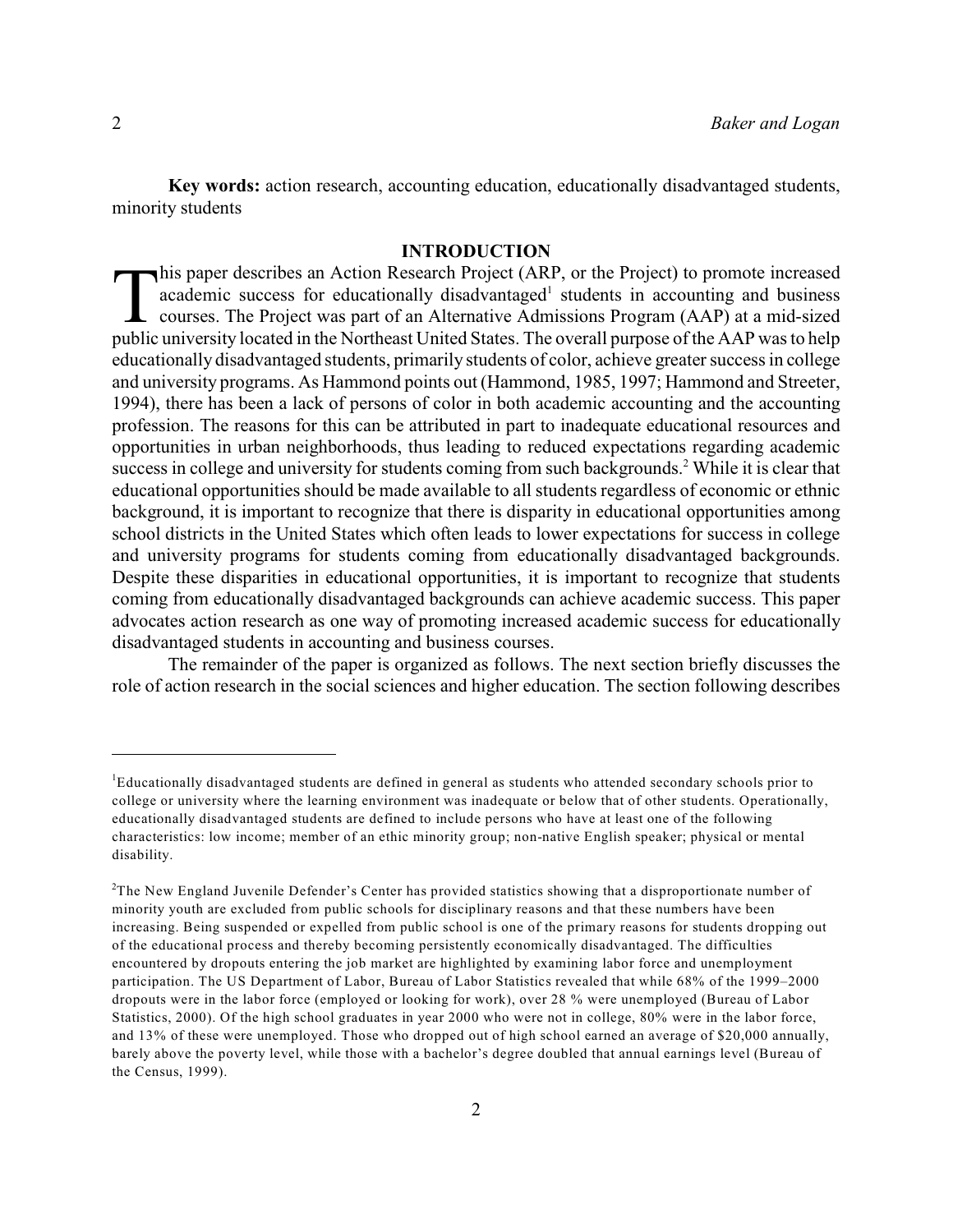**Key words:** action research, accounting education, educationally disadvantaged students, minority students

## INTRODUCTION

This paper describes an Action Research Project (ARP, or the Project) to promote increased academic success for educationally disadvantaged[1] students in accounting and business courses. The Project was part of an Alternative Admissions Program (AAP) at a mid-sized public university located in the Northeast United States. The overall purpose of the AAP was to help educationally disadvantaged students, primarily students of color, achieve greater success in college and university programs. As Hammond points out (Hammond, 1985, 1997; Hammond and Streeter, 1994), there has been a lack of persons of color in both academic accounting and the accounting profession. The reasons for this can be attributed in part to inadequate educational resources and opportunities in urban neighborhoods, thus leading to reduced expectations regarding academic success in college and university for students coming from such backgrounds.[2] While it is clear that educational opportunities should be made available to all students regardless of economic or ethnic background, it is important to recognize that there is disparity in educational opportunities among school districts in the United States which often leads to lower expectations for success in college and university programs for students coming from educationally disadvantaged backgrounds. Despite these disparities in educational opportunities, it is important to recognize that students coming from educationally disadvantaged backgrounds can achieve academic success. This paper advocates action research as one way of promoting increased academic success for educationally disadvantaged students in accounting and business courses.

The remainder of the paper is organized as follows. The next section briefly discusses the role of action research in the social sciences and higher education. The section following describes

---

[1]Educationally disadvantaged students are defined in general as students who attended secondary schools prior to college or university where the learning environment was inadequate or below that of other students. Operationally, educationally disadvantaged students are defined to include persons who have at least one of the following characteristics: low income; member of an ethic minority group; non-native English speaker; physical or mental disability.

[2]The New England Juvenile Defender's Center has provided statistics showing that a disproportionate number of minority youth are excluded from public schools for disciplinary reasons and that these numbers have been increasing. Being suspended or expelled from public school is one of the primary reasons for students dropping out of the educational process and thereby becoming persistently economically disadvantaged. The difficulties encountered by dropouts entering the job market are highlighted by examining labor force and unemployment participation. The US Department of Labor, Bureau of Labor Statistics revealed that while 68% of the 1999–2000 dropouts were in the labor force (employed or looking for work), over 28 % were unemployed (Bureau of Labor Statistics, 2000). Of the high school graduates in year 2000 who were not in college, 80% were in the labor force, and 13% of these were unemployed. Those who dropped out of high school earned an average of $20,000 annually, barely above the poverty level, while those with a bachelor's degree doubled that annual earnings level (Bureau of the Census, 1999).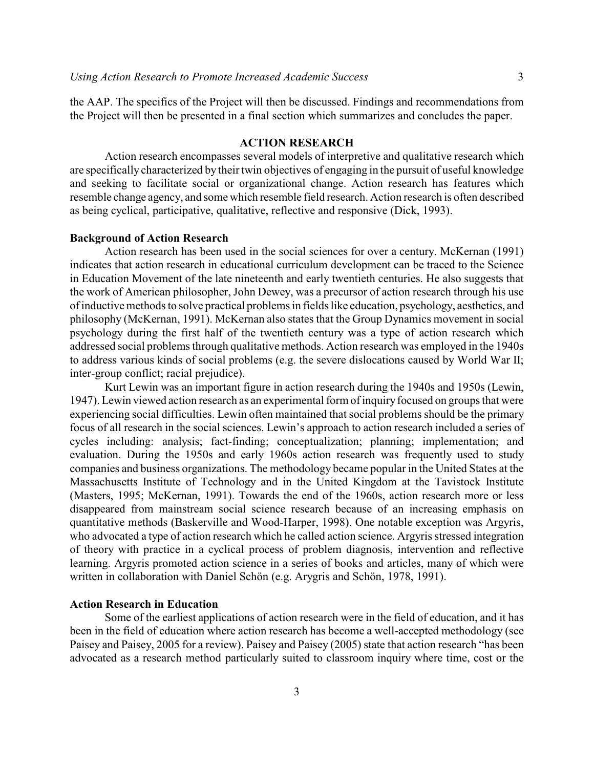the AAP. The specifics of the Project will then be discussed. Findings and recommendations from the Project will then be presented in a final section which summarizes and concludes the paper.

## ACTION RESEARCH

Action research encompasses several models of interpretive and qualitative research which are specifically characterized by their twin objectives of engaging in the pursuit of useful knowledge and seeking to facilitate social or organizational change. Action research has features which resemble change agency, and some which resemble field research. Action research is often described as being cyclical, participative, qualitative, reflective and responsive (Dick, 1993).

### Background of Action Research

Action research has been used in the social sciences for over a century. McKernan (1991) indicates that action research in educational curriculum development can be traced to the Science in Education Movement of the late nineteenth and early twentieth centuries. He also suggests that the work of American philosopher, John Dewey, was a precursor of action research through his use of inductive methods to solve practical problems in fields like education, psychology, aesthetics, and philosophy (McKernan, 1991). McKernan also states that the Group Dynamics movement in social psychology during the first half of the twentieth century was a type of action research which addressed social problems through qualitative methods. Action research was employed in the 1940s to address various kinds of social problems (e.g. the severe dislocations caused by World War II; inter-group conflict; racial prejudice).

Kurt Lewin was an important figure in action research during the 1940s and 1950s (Lewin, 1947). Lewin viewed action research as an experimental form of inquiry focused on groups that were experiencing social difficulties. Lewin often maintained that social problems should be the primary focus of all research in the social sciences. Lewin's approach to action research included a series of cycles including: analysis; fact-finding; conceptualization; planning; implementation; and evaluation. During the 1950s and early 1960s action research was frequently used to study companies and business organizations. The methodology became popular in the United States at the Massachusetts Institute of Technology and in the United Kingdom at the Tavistock Institute (Masters, 1995; McKernan, 1991). Towards the end of the 1960s, action research more or less disappeared from mainstream social science research because of an increasing emphasis on quantitative methods (Baskerville and Wood-Harper, 1998). One notable exception was Argyris, who advocated a type of action research which he called action science. Argyris stressed integration of theory with practice in a cyclical process of problem diagnosis, intervention and reflective learning. Argyris promoted action science in a series of books and articles, many of which were written in collaboration with Daniel Schön (e.g. Arygris and Schön, 1978, 1991).

### Action Research in Education

Some of the earliest applications of action research were in the field of education, and it has been in the field of education where action research has become a well-accepted methodology (see Paisey and Paisey, 2005 for a review). Paisey and Paisey (2005) state that action research "has been advocated as a research method particularly suited to classroom inquiry where time, cost or the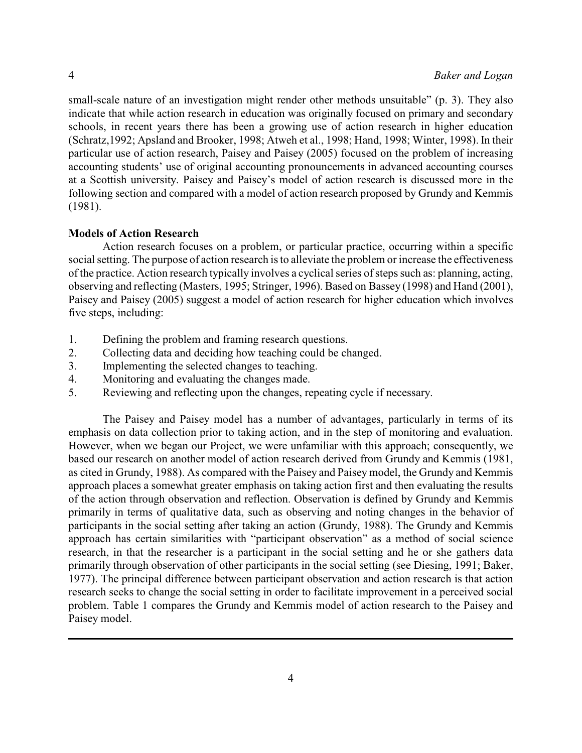small-scale nature of an investigation might render other methods unsuitable" (p. 3). They also indicate that while action research in education was originally focused on primary and secondary schools, in recent years there has been a growing use of action research in higher education (Schratz,1992; Apsland and Brooker, 1998; Atweh et al., 1998; Hand, 1998; Winter, 1998). In their particular use of action research, Paisey and Paisey (2005) focused on the problem of increasing accounting students' use of original accounting pronouncements in advanced accounting courses at a Scottish university. Paisey and Paisey's model of action research is discussed more in the following section and compared with a model of action research proposed by Grundy and Kemmis (1981).

**Models of Action Research**

Action research focuses on a problem, or particular practice, occurring within a specific social setting. The purpose of action research is to alleviate the problem or increase the effectiveness of the practice. Action research typically involves a cyclical series of steps such as: planning, acting, observing and reflecting (Masters, 1995; Stringer, 1996). Based on Bassey (1998) and Hand (2001), Paisey and Paisey (2005) suggest a model of action research for higher education which involves five steps, including:

1. Defining the problem and framing research questions.
2. Collecting data and deciding how teaching could be changed.
3. Implementing the selected changes to teaching.
4. Monitoring and evaluating the changes made.
5. Reviewing and reflecting upon the changes, repeating cycle if necessary.

The Paisey and Paisey model has a number of advantages, particularly in terms of its emphasis on data collection prior to taking action, and in the step of monitoring and evaluation. However, when we began our Project, we were unfamiliar with this approach; consequently, we based our research on another model of action research derived from Grundy and Kemmis (1981, as cited in Grundy, 1988). As compared with the Paisey and Paisey model, the Grundy and Kemmis approach places a somewhat greater emphasis on taking action first and then evaluating the results of the action through observation and reflection. Observation is defined by Grundy and Kemmis primarily in terms of qualitative data, such as observing and noting changes in the behavior of participants in the social setting after taking an action (Grundy, 1988). The Grundy and Kemmis approach has certain similarities with "participant observation" as a method of social science research, in that the researcher is a participant in the social setting and he or she gathers data primarily through observation of other participants in the social setting (see Diesing, 1991; Baker, 1977). The principal difference between participant observation and action research is that action research seeks to change the social setting in order to facilitate improvement in a perceived social problem. Table 1 compares the Grundy and Kemmis model of action research to the Paisey and Paisey model.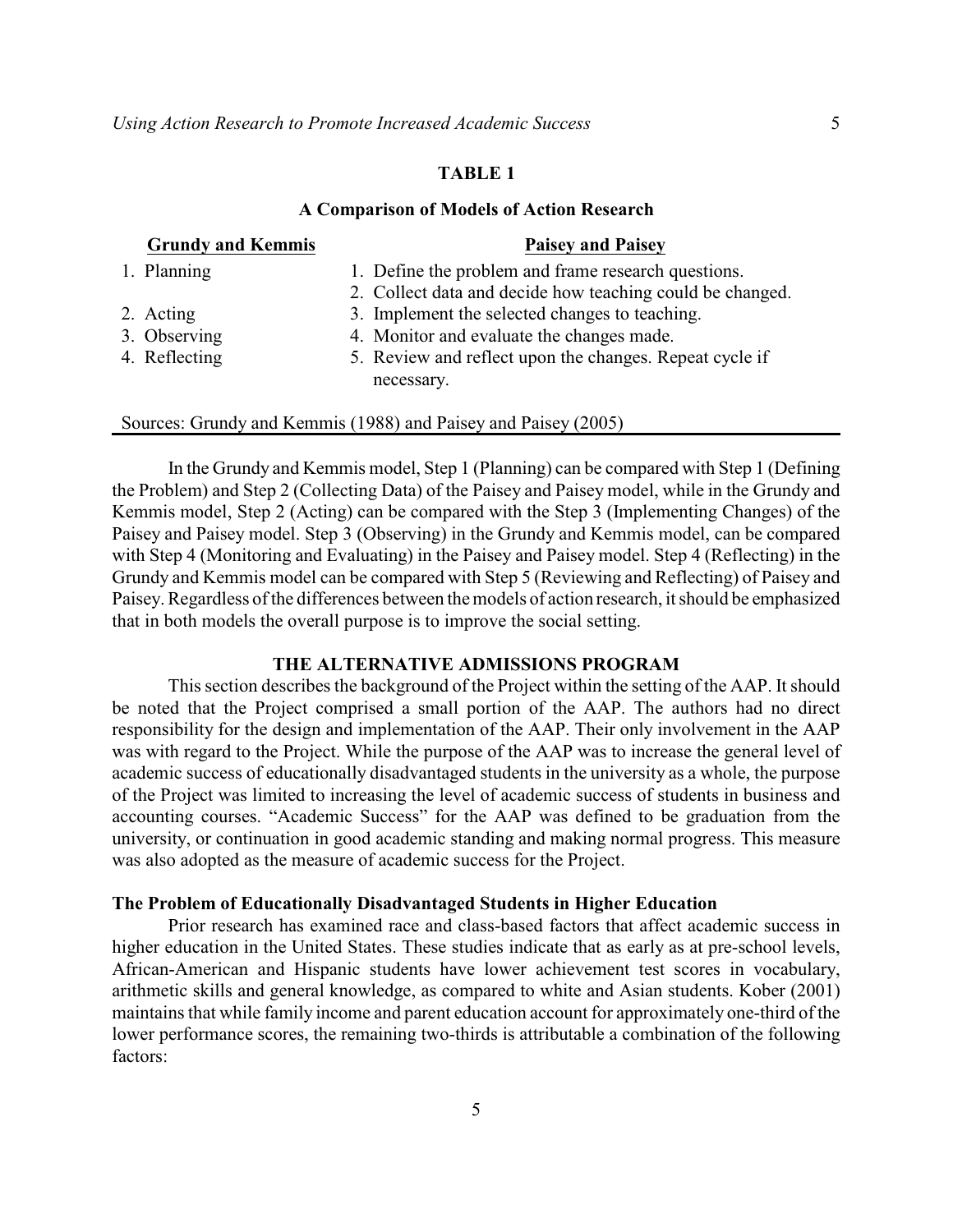**TABLE 1**

**A Comparison of Models of Action Research**

| Grundy and Kemmis | Paisey and Paisey |
|---|---|
| 1. Planning | 1. Define the problem and frame research questions. |
| | 2. Collect data and decide how teaching could be changed. |
| 2. Acting | 3. Implement the selected changes to teaching. |
| 3. Observing | 4. Monitor and evaluate the changes made. |
| 4. Reflecting | 5. Review and reflect upon the changes. Repeat cycle if necessary. |

Sources: Grundy and Kemmis (1988) and Paisey and Paisey (2005)

In the Grundy and Kemmis model, Step 1 (Planning) can be compared with Step 1 (Defining the Problem) and Step 2 (Collecting Data) of the Paisey and Paisey model, while in the Grundy and Kemmis model, Step 2 (Acting) can be compared with the Step 3 (Implementing Changes) of the Paisey and Paisey model. Step 3 (Observing) in the Grundy and Kemmis model, can be compared with Step 4 (Monitoring and Evaluating) in the Paisey and Paisey model. Step 4 (Reflecting) in the Grundy and Kemmis model can be compared with Step 5 (Reviewing and Reflecting) of Paisey and Paisey. Regardless of the differences between the models of action research, it should be emphasized that in both models the overall purpose is to improve the social setting.

## THE ALTERNATIVE ADMISSIONS PROGRAM

This section describes the background of the Project within the setting of the AAP. It should be noted that the Project comprised a small portion of the AAP. The authors had no direct responsibility for the design and implementation of the AAP. Their only involvement in the AAP was with regard to the Project. While the purpose of the AAP was to increase the general level of academic success of educationally disadvantaged students in the university as a whole, the purpose of the Project was limited to increasing the level of academic success of students in business and accounting courses. "Academic Success" for the AAP was defined to be graduation from the university, or continuation in good academic standing and making normal progress. This measure was also adopted as the measure of academic success for the Project.

### The Problem of Educationally Disadvantaged Students in Higher Education

Prior research has examined race and class-based factors that affect academic success in higher education in the United States. These studies indicate that as early as at pre-school levels, African-American and Hispanic students have lower achievement test scores in vocabulary, arithmetic skills and general knowledge, as compared to white and Asian students. Kober (2001) maintains that while family income and parent education account for approximately one-third of the lower performance scores, the remaining two-thirds is attributable a combination of the following factors: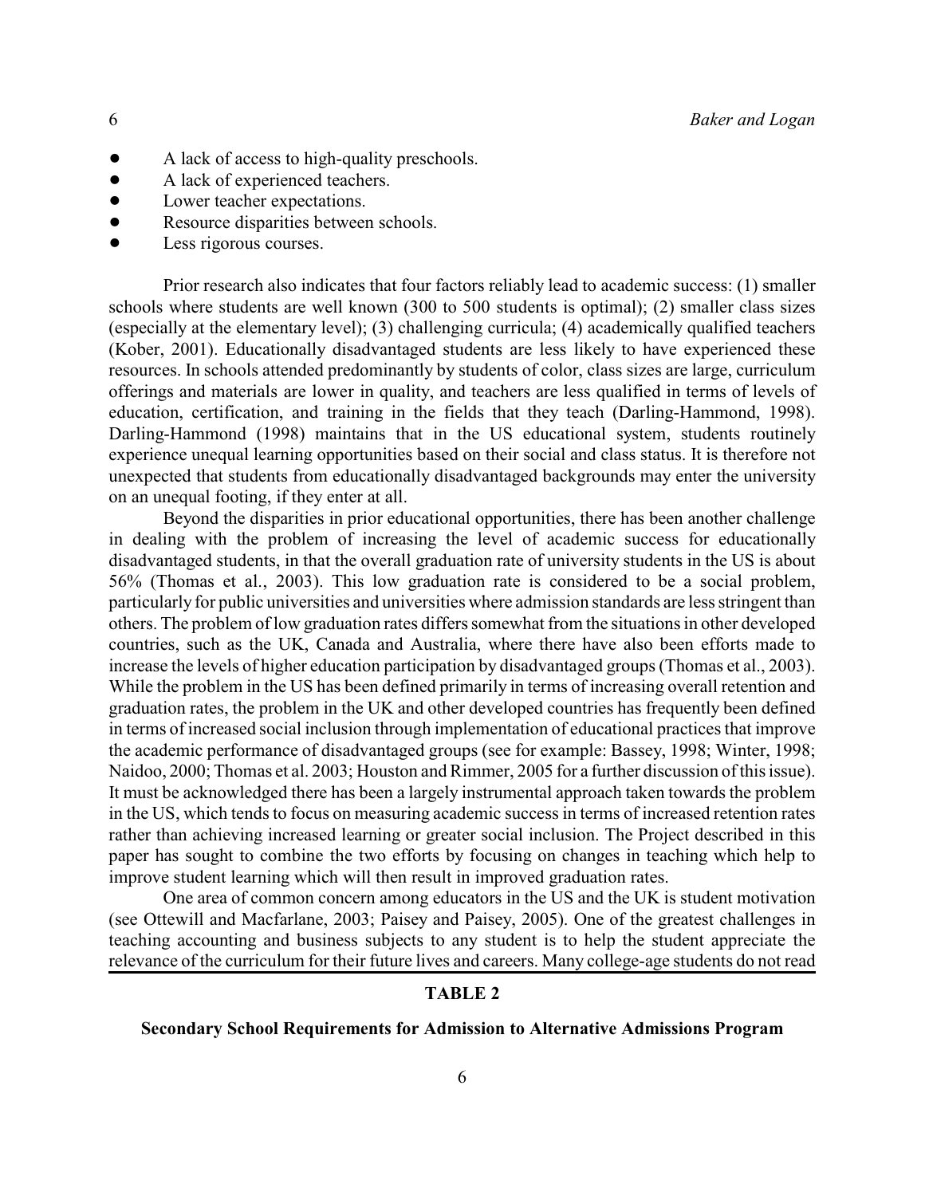- A lack of access to high-quality preschools.
- A lack of experienced teachers.
- Lower teacher expectations.
- Resource disparities between schools.
- Less rigorous courses.

Prior research also indicates that four factors reliably lead to academic success: (1) smaller schools where students are well known (300 to 500 students is optimal); (2) smaller class sizes (especially at the elementary level); (3) challenging curricula; (4) academically qualified teachers (Kober, 2001). Educationally disadvantaged students are less likely to have experienced these resources. In schools attended predominantly by students of color, class sizes are large, curriculum offerings and materials are lower in quality, and teachers are less qualified in terms of levels of education, certification, and training in the fields that they teach (Darling-Hammond, 1998). Darling-Hammond (1998) maintains that in the US educational system, students routinely experience unequal learning opportunities based on their social and class status. It is therefore not unexpected that students from educationally disadvantaged backgrounds may enter the university on an unequal footing, if they enter at all.

Beyond the disparities in prior educational opportunities, there has been another challenge in dealing with the problem of increasing the level of academic success for educationally disadvantaged students, in that the overall graduation rate of university students in the US is about 56% (Thomas et al., 2003). This low graduation rate is considered to be a social problem, particularly for public universities and universities where admission standards are less stringent than others. The problem of low graduation rates differs somewhat from the situations in other developed countries, such as the UK, Canada and Australia, where there have also been efforts made to increase the levels of higher education participation by disadvantaged groups (Thomas et al., 2003). While the problem in the US has been defined primarily in terms of increasing overall retention and graduation rates, the problem in the UK and other developed countries has frequently been defined in terms of increased social inclusion through implementation of educational practices that improve the academic performance of disadvantaged groups (see for example: Bassey, 1998; Winter, 1998; Naidoo, 2000; Thomas et al. 2003; Houston and Rimmer, 2005 for a further discussion of this issue). It must be acknowledged there has been a largely instrumental approach taken towards the problem in the US, which tends to focus on measuring academic success in terms of increased retention rates rather than achieving increased learning or greater social inclusion. The Project described in this paper has sought to combine the two efforts by focusing on changes in teaching which help to improve student learning which will then result in improved graduation rates.

One area of common concern among educators in the US and the UK is student motivation (see Ottewill and Macfarlane, 2003; Paisey and Paisey, 2005). One of the greatest challenges in teaching accounting and business subjects to any student is to help the student appreciate the relevance of the curriculum for their future lives and careers. Many college-age students do not read

**TABLE 2**

**Secondary School Requirements for Admission to Alternative Admissions Program**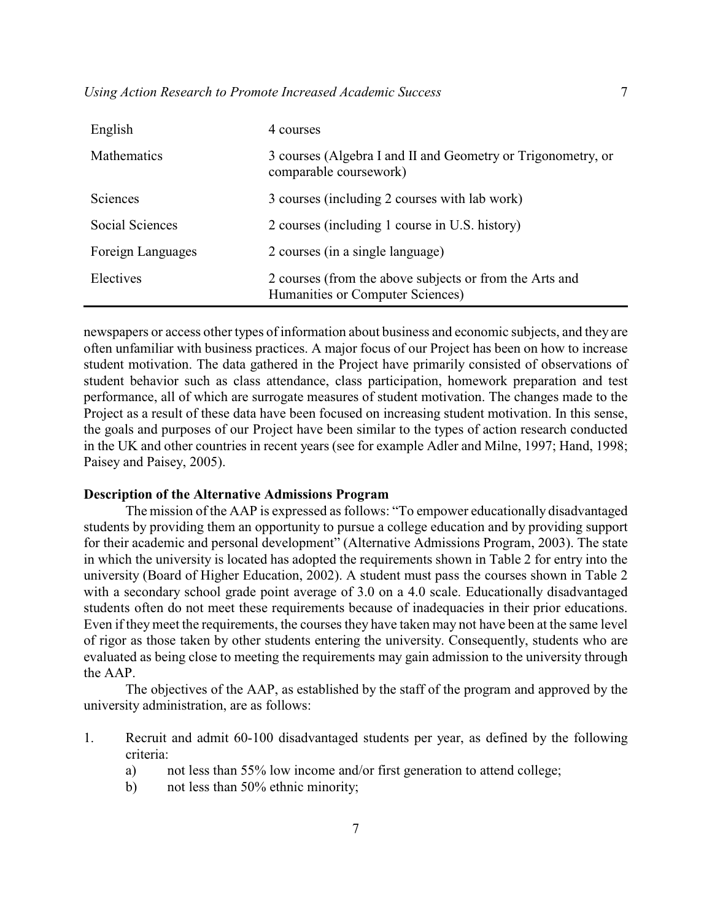| | |
|---|---|
| English | 4 courses |
| Mathematics | 3 courses (Algebra I and II and Geometry or Trigonometry, or comparable coursework) |
| Sciences | 3 courses (including 2 courses with lab work) |
| Social Sciences | 2 courses (including 1 course in U.S. history) |
| Foreign Languages | 2 courses (in a single language) |
| Electives | 2 courses (from the above subjects or from the Arts and Humanities or Computer Sciences) |

newspapers or access other types of information about business and economic subjects, and they are often unfamiliar with business practices. A major focus of our Project has been on how to increase student motivation. The data gathered in the Project have primarily consisted of observations of student behavior such as class attendance, class participation, homework preparation and test performance, all of which are surrogate measures of student motivation. The changes made to the Project as a result of these data have been focused on increasing student motivation. In this sense, the goals and purposes of our Project have been similar to the types of action research conducted in the UK and other countries in recent years (see for example Adler and Milne, 1997; Hand, 1998; Paisey and Paisey, 2005).

**Description of the Alternative Admissions Program**

The mission of the AAP is expressed as follows: "To empower educationally disadvantaged students by providing them an opportunity to pursue a college education and by providing support for their academic and personal development" (Alternative Admissions Program, 2003). The state in which the university is located has adopted the requirements shown in Table 2 for entry into the university (Board of Higher Education, 2002). A student must pass the courses shown in Table 2 with a secondary school grade point average of 3.0 on a 4.0 scale. Educationally disadvantaged students often do not meet these requirements because of inadequacies in their prior educations. Even if they meet the requirements, the courses they have taken may not have been at the same level of rigor as those taken by other students entering the university. Consequently, students who are evaluated as being close to meeting the requirements may gain admission to the university through the AAP.

The objectives of the AAP, as established by the staff of the program and approved by the university administration, are as follows:

1. Recruit and admit 60-100 disadvantaged students per year, as defined by the following criteria:
   a) not less than 55% low income and/or first generation to attend college;
   b) not less than 50% ethnic minority;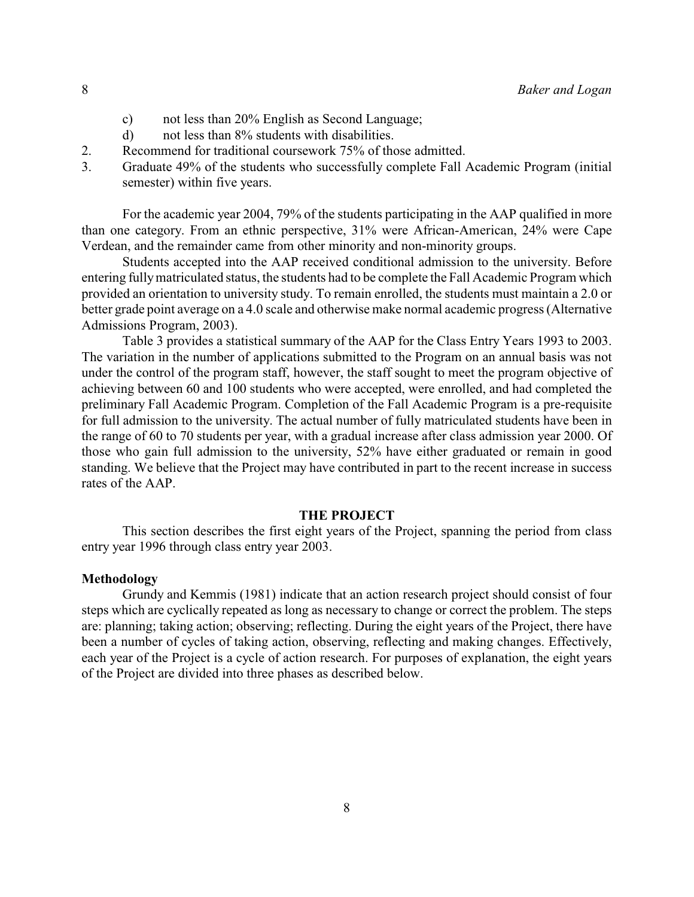c) not less than 20% English as Second Language;

d) not less than 8% students with disabilities.

2. Recommend for traditional coursework 75% of those admitted.
3. Graduate 49% of the students who successfully complete Fall Academic Program (initial semester) within five years.

For the academic year 2004, 79% of the students participating in the AAP qualified in more than one category. From an ethnic perspective, 31% were African-American, 24% were Cape Verdean, and the remainder came from other minority and non-minority groups.

Students accepted into the AAP received conditional admission to the university. Before entering fully matriculated status, the students had to be complete the Fall Academic Program which provided an orientation to university study. To remain enrolled, the students must maintain a 2.0 or better grade point average on a 4.0 scale and otherwise make normal academic progress (Alternative Admissions Program, 2003).

Table 3 provides a statistical summary of the AAP for the Class Entry Years 1993 to 2003. The variation in the number of applications submitted to the Program on an annual basis was not under the control of the program staff, however, the staff sought to meet the program objective of achieving between 60 and 100 students who were accepted, were enrolled, and had completed the preliminary Fall Academic Program. Completion of the Fall Academic Program is a pre-requisite for full admission to the university. The actual number of fully matriculated students have been in the range of 60 to 70 students per year, with a gradual increase after class admission year 2000. Of those who gain full admission to the university, 52% have either graduated or remain in good standing. We believe that the Project may have contributed in part to the recent increase in success rates of the AAP.

## THE PROJECT

This section describes the first eight years of the Project, spanning the period from class entry year 1996 through class entry year 2003.

### Methodology

Grundy and Kemmis (1981) indicate that an action research project should consist of four steps which are cyclically repeated as long as necessary to change or correct the problem. The steps are: planning; taking action; observing; reflecting. During the eight years of the Project, there have been a number of cycles of taking action, observing, reflecting and making changes. Effectively, each year of the Project is a cycle of action research. For purposes of explanation, the eight years of the Project are divided into three phases as described below.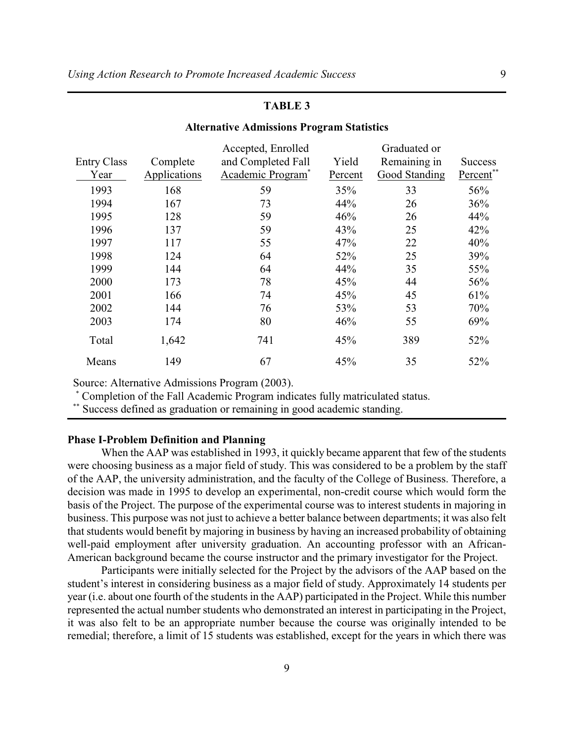**TABLE 3**

**Alternative Admissions Program Statistics**

| Entry Class Year | Complete Applications | Accepted, Enrolled and Completed Fall Academic Program* | Yield Percent | Graduated or Remaining in Good Standing | Success Percent** |
|---|---|---|---|---|---|
| 1993 | 168 | 59 | 35% | 33 | 56% |
| 1994 | 167 | 73 | 44% | 26 | 36% |
| 1995 | 128 | 59 | 46% | 26 | 44% |
| 1996 | 137 | 59 | 43% | 25 | 42% |
| 1997 | 117 | 55 | 47% | 22 | 40% |
| 1998 | 124 | 64 | 52% | 25 | 39% |
| 1999 | 144 | 64 | 44% | 35 | 55% |
| 2000 | 173 | 78 | 45% | 44 | 56% |
| 2001 | 166 | 74 | 45% | 45 | 61% |
| 2002 | 144 | 76 | 53% | 53 | 70% |
| 2003 | 174 | 80 | 46% | 55 | 69% |
| Total | 1,642 | 741 | 45% | 389 | 52% |
| Means | 149 | 67 | 45% | 35 | 52% |

Source: Alternative Admissions Program (2003).

\* Completion of the Fall Academic Program indicates fully matriculated status.

\*\* Success defined as graduation or remaining in good academic standing.

**Phase I-Problem Definition and Planning**

When the AAP was established in 1993, it quickly became apparent that few of the students were choosing business as a major field of study. This was considered to be a problem by the staff of the AAP, the university administration, and the faculty of the College of Business. Therefore, a decision was made in 1995 to develop an experimental, non-credit course which would form the basis of the Project. The purpose of the experimental course was to interest students in majoring in business. This purpose was not just to achieve a better balance between departments; it was also felt that students would benefit by majoring in business by having an increased probability of obtaining well-paid employment after university graduation. An accounting professor with an African-American background became the course instructor and the primary investigator for the Project.

Participants were initially selected for the Project by the advisors of the AAP based on the student's interest in considering business as a major field of study. Approximately 14 students per year (i.e. about one fourth of the students in the AAP) participated in the Project. While this number represented the actual number students who demonstrated an interest in participating in the Project, it was also felt to be an appropriate number because the course was originally intended to be remedial; therefore, a limit of 15 students was established, except for the years in which there was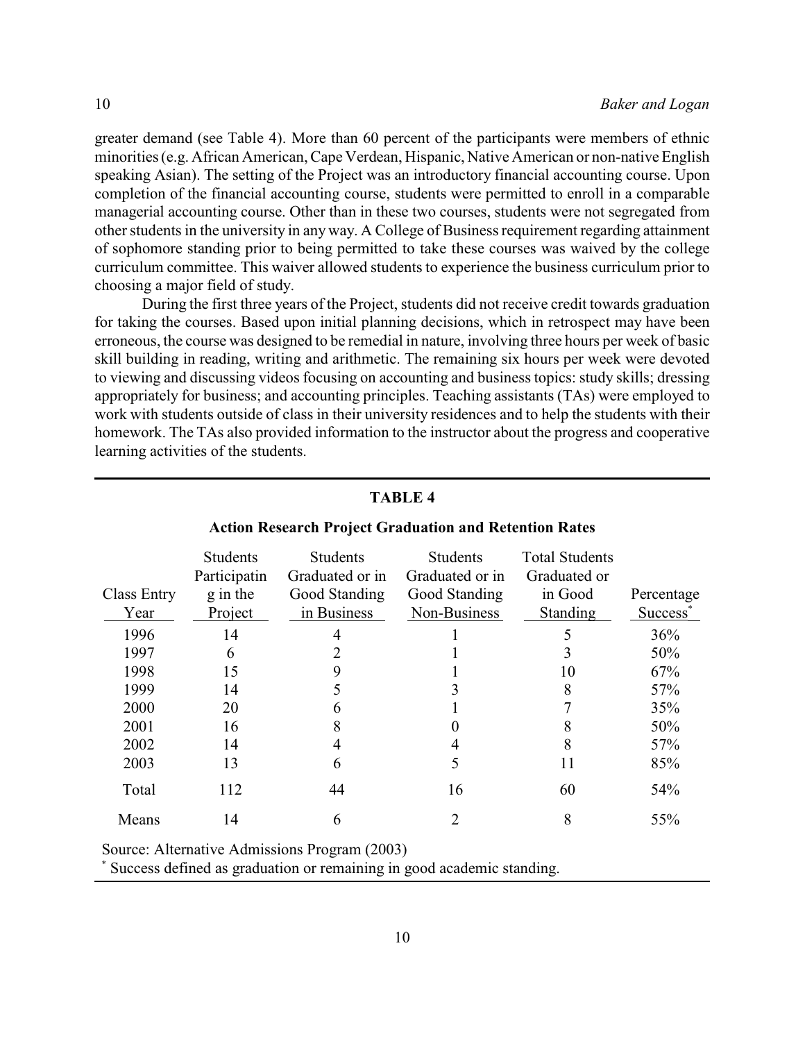greater demand (see Table 4). More than 60 percent of the participants were members of ethnic minorities (e.g. African American, Cape Verdean, Hispanic, Native American or non-native English speaking Asian). The setting of the Project was an introductory financial accounting course. Upon completion of the financial accounting course, students were permitted to enroll in a comparable managerial accounting course. Other than in these two courses, students were not segregated from other students in the university in any way. A College of Business requirement regarding attainment of sophomore standing prior to being permitted to take these courses was waived by the college curriculum committee. This waiver allowed students to experience the business curriculum prior to choosing a major field of study.

During the first three years of the Project, students did not receive credit towards graduation for taking the courses. Based upon initial planning decisions, which in retrospect may have been erroneous, the course was designed to be remedial in nature, involving three hours per week of basic skill building in reading, writing and arithmetic. The remaining six hours per week were devoted to viewing and discussing videos focusing on accounting and business topics: study skills; dressing appropriately for business; and accounting principles. Teaching assistants (TAs) were employed to work with students outside of class in their university residences and to help the students with their homework. The TAs also provided information to the instructor about the progress and cooperative learning activities of the students.

**TABLE 4**

**Action Research Project Graduation and Retention Rates**

| Class Entry Year | Students Participating in the Project | Students Graduated or in Good Standing in Business | Students Graduated or in Good Standing Non-Business | Total Students Graduated or in Good Standing | Percentage Success* |
|---|---|---|---|---|---|
| 1996 | 14 | 4 | 1 | 5 | 36% |
| 1997 | 6 | 2 | 1 | 3 | 50% |
| 1998 | 15 | 9 | 1 | 10 | 67% |
| 1999 | 14 | 5 | 3 | 8 | 57% |
| 2000 | 20 | 6 | 1 | 7 | 35% |
| 2001 | 16 | 8 | 0 | 8 | 50% |
| 2002 | 14 | 4 | 4 | 8 | 57% |
| 2003 | 13 | 6 | 5 | 11 | 85% |
| Total | 112 | 44 | 16 | 60 | 54% |
| Means | 14 | 6 | 2 | 8 | 55% |

Source: Alternative Admissions Program (2003)

* Success defined as graduation or remaining in good academic standing.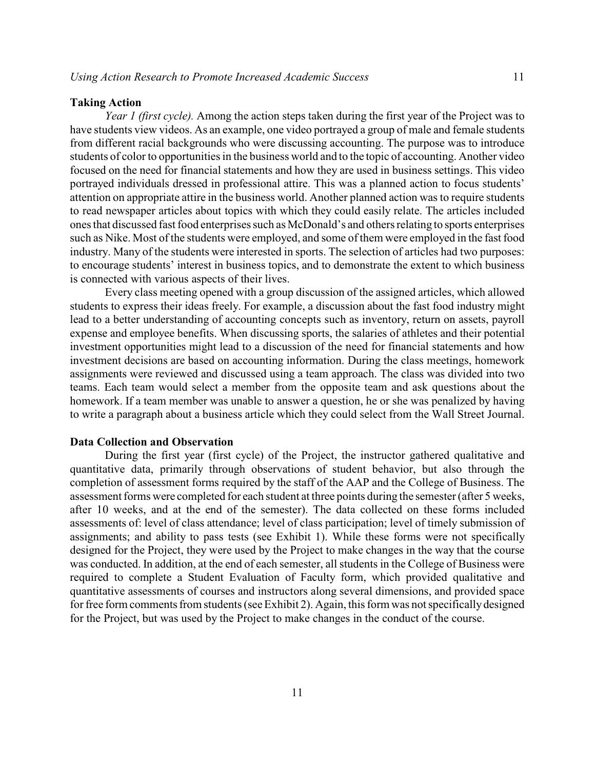### Taking Action

*Year 1 (first cycle).* Among the action steps taken during the first year of the Project was to have students view videos. As an example, one video portrayed a group of male and female students from different racial backgrounds who were discussing accounting. The purpose was to introduce students of color to opportunities in the business world and to the topic of accounting. Another video focused on the need for financial statements and how they are used in business settings. This video portrayed individuals dressed in professional attire. This was a planned action to focus students' attention on appropriate attire in the business world. Another planned action was to require students to read newspaper articles about topics with which they could easily relate. The articles included ones that discussed fast food enterprises such as McDonald's and others relating to sports enterprises such as Nike. Most of the students were employed, and some of them were employed in the fast food industry. Many of the students were interested in sports. The selection of articles had two purposes: to encourage students' interest in business topics, and to demonstrate the extent to which business is connected with various aspects of their lives.

Every class meeting opened with a group discussion of the assigned articles, which allowed students to express their ideas freely. For example, a discussion about the fast food industry might lead to a better understanding of accounting concepts such as inventory, return on assets, payroll expense and employee benefits. When discussing sports, the salaries of athletes and their potential investment opportunities might lead to a discussion of the need for financial statements and how investment decisions are based on accounting information. During the class meetings, homework assignments were reviewed and discussed using a team approach. The class was divided into two teams. Each team would select a member from the opposite team and ask questions about the homework. If a team member was unable to answer a question, he or she was penalized by having to write a paragraph about a business article which they could select from the Wall Street Journal.

### Data Collection and Observation

During the first year (first cycle) of the Project, the instructor gathered qualitative and quantitative data, primarily through observations of student behavior, but also through the completion of assessment forms required by the staff of the AAP and the College of Business. The assessment forms were completed for each student at three points during the semester (after 5 weeks, after 10 weeks, and at the end of the semester). The data collected on these forms included assessments of: level of class attendance; level of class participation; level of timely submission of assignments; and ability to pass tests (see Exhibit 1). While these forms were not specifically designed for the Project, they were used by the Project to make changes in the way that the course was conducted. In addition, at the end of each semester, all students in the College of Business were required to complete a Student Evaluation of Faculty form, which provided qualitative and quantitative assessments of courses and instructors along several dimensions, and provided space for free form comments from students (see Exhibit 2). Again, this form was not specifically designed for the Project, but was used by the Project to make changes in the conduct of the course.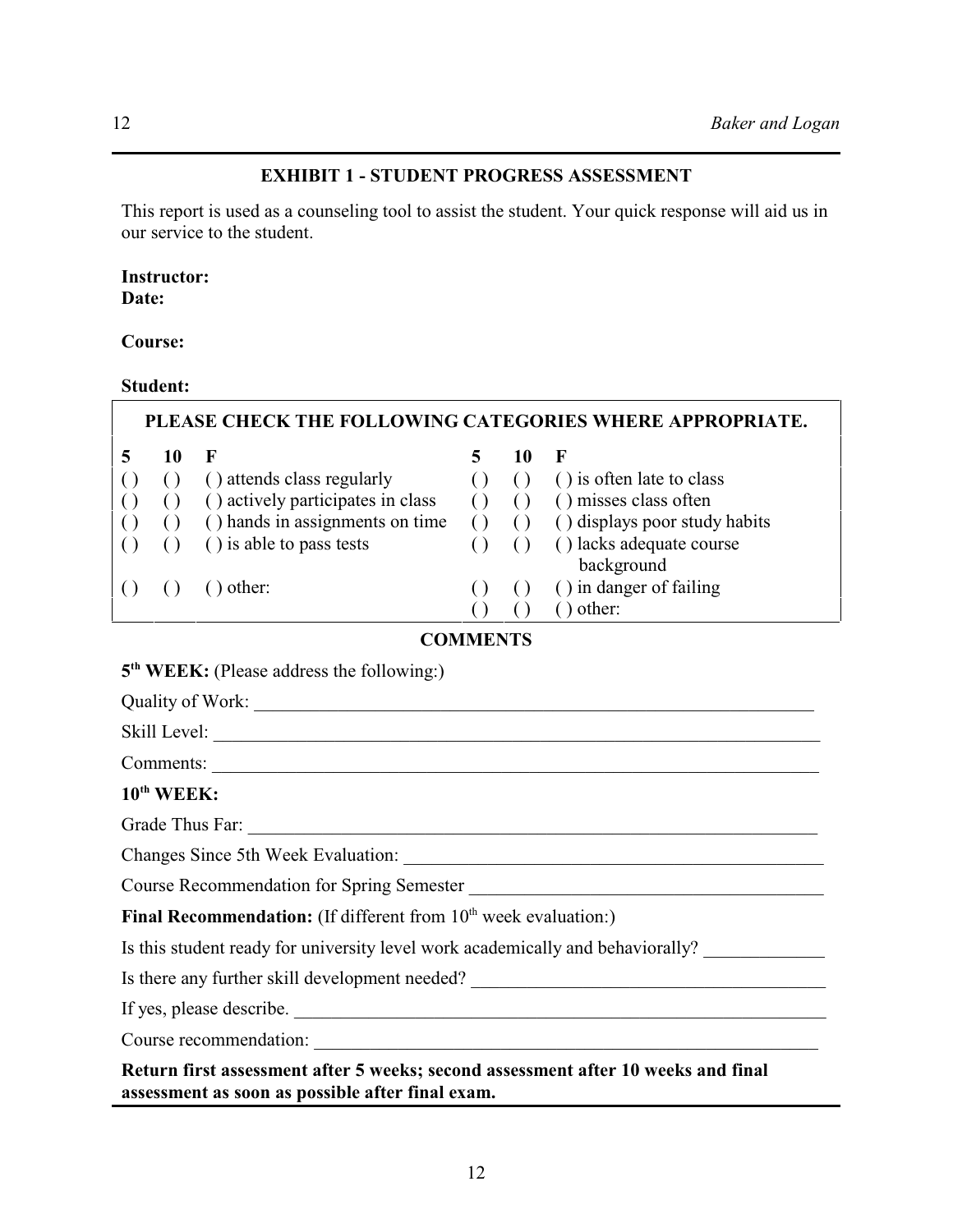## EXHIBIT 1 - STUDENT PROGRESS ASSESSMENT

This report is used as a counseling tool to assist the student. Your quick response will aid us in our service to the student.

**Instructor:**
**Date:**

**Course:**

**Student:**

| **PLEASE CHECK THE FOLLOWING CATEGORIES WHERE APPROPRIATE.** | | | | | | |
|---|---|---|---|---|---|---|
| **5** | **10** | **F** | | **5** | **10** | **F** |
| ( ) | ( ) | ( ) attends class regularly | | ( ) | ( ) | ( ) is often late to class |
| ( ) | ( ) | ( ) actively participates in class | | ( ) | ( ) | ( ) misses class often |
| ( ) | ( ) | ( ) hands in assignments on time | | ( ) | ( ) | ( ) displays poor study habits |
| ( ) | ( ) | ( ) is able to pass tests | | ( ) | ( ) | ( ) lacks adequate course background |
| ( ) | ( ) | ( ) other: | | ( ) | ( ) | ( ) in danger of failing |
| | | | | ( ) | ( ) | ( ) other: |

**COMMENTS**

**5th WEEK:** (Please address the following:)

Quality of Work: ________________________________________________________________

Skill Level: ____________________________________________________________________

Comments: _____________________________________________________________________

**10th WEEK:**

Grade Thus Far: _________________________________________________________________

Changes Since 5th Week Evaluation: _______________________________________________

Course Recommendation for Spring Semester _________________________________________

**Final Recommendation:** (If different from 10th week evaluation:)

Is this student ready for university level work academically and behaviorally? _____________

Is there any further skill development needed? _______________________________________

If yes, please describe. ____________________________________________________________

Course recommendation: ___________________________________________________________

**Return first assessment after 5 weeks; second assessment after 10 weeks and final assessment as soon as possible after final exam.**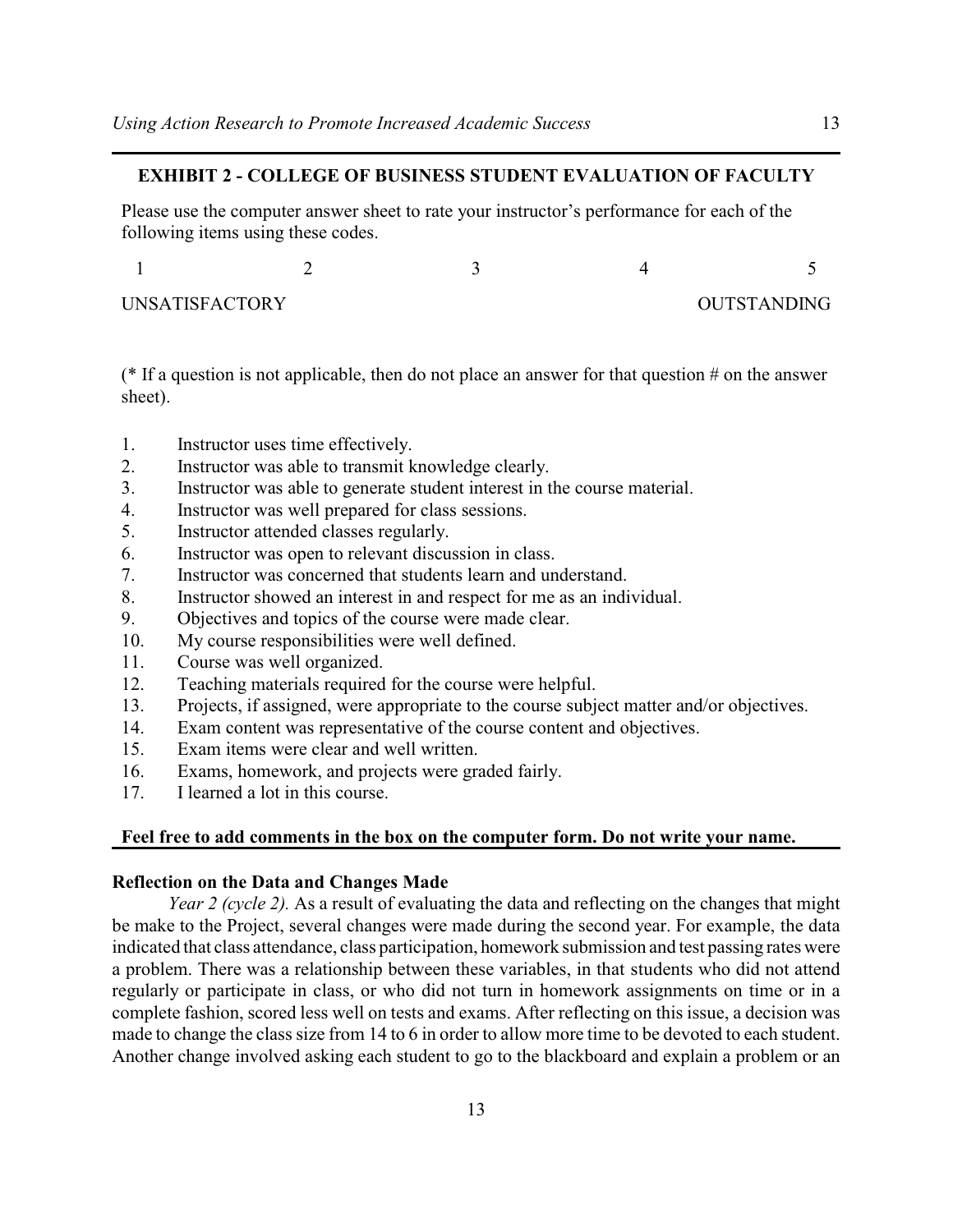## EXHIBIT 2 - COLLEGE OF BUSINESS STUDENT EVALUATION OF FACULTY

Please use the computer answer sheet to rate your instructor's performance for each of the following items using these codes.

| 1 | 2 | 3 | 4 | 5 |
|---|---|---|---|---|
| UNSATISFACTORY | | | | OUTSTANDING |

(* If a question is not applicable, then do not place an answer for that question # on the answer sheet).

1. Instructor uses time effectively.
2. Instructor was able to transmit knowledge clearly.
3. Instructor was able to generate student interest in the course material.
4. Instructor was well prepared for class sessions.
5. Instructor attended classes regularly.
6. Instructor was open to relevant discussion in class.
7. Instructor was concerned that students learn and understand.
8. Instructor showed an interest in and respect for me as an individual.
9. Objectives and topics of the course were made clear.
10. My course responsibilities were well defined.
11. Course was well organized.
12. Teaching materials required for the course were helpful.
13. Projects, if assigned, were appropriate to the course subject matter and/or objectives.
14. Exam content was representative of the course content and objectives.
15. Exam items were clear and well written.
16. Exams, homework, and projects were graded fairly.
17. I learned a lot in this course.

**Feel free to add comments in the box on the computer form. Do not write your name.**

### Reflection on the Data and Changes Made

*Year 2 (cycle 2).* As a result of evaluating the data and reflecting on the changes that might be make to the Project, several changes were made during the second year. For example, the data indicated that class attendance, class participation, homework submission and test passing rates were a problem. There was a relationship between these variables, in that students who did not attend regularly or participate in class, or who did not turn in homework assignments on time or in a complete fashion, scored less well on tests and exams. After reflecting on this issue, a decision was made to change the class size from 14 to 6 in order to allow more time to be devoted to each student. Another change involved asking each student to go to the blackboard and explain a problem or an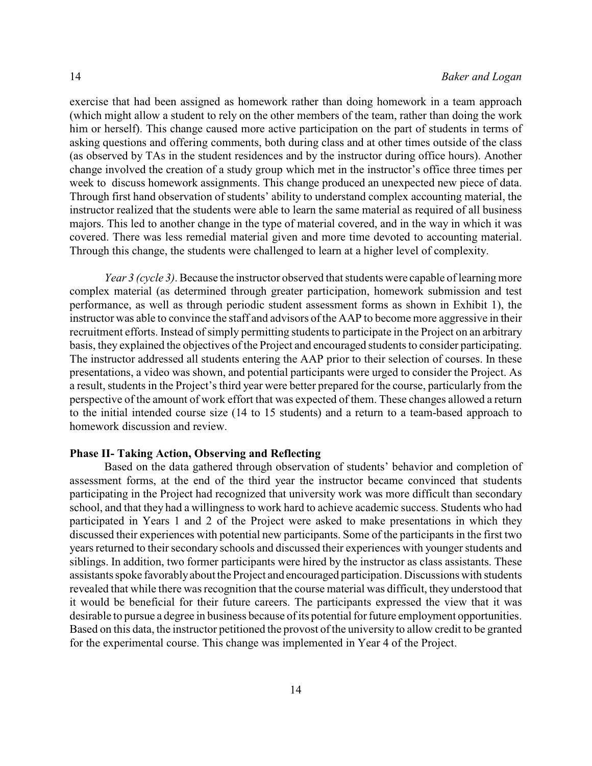exercise that had been assigned as homework rather than doing homework in a team approach (which might allow a student to rely on the other members of the team, rather than doing the work him or herself). This change caused more active participation on the part of students in terms of asking questions and offering comments, both during class and at other times outside of the class (as observed by TAs in the student residences and by the instructor during office hours). Another change involved the creation of a study group which met in the instructor's office three times per week to discuss homework assignments. This change produced an unexpected new piece of data. Through first hand observation of students' ability to understand complex accounting material, the instructor realized that the students were able to learn the same material as required of all business majors. This led to another change in the type of material covered, and in the way in which it was covered. There was less remedial material given and more time devoted to accounting material. Through this change, the students were challenged to learn at a higher level of complexity.

*Year 3 (cycle 3)*. Because the instructor observed that students were capable of learning more complex material (as determined through greater participation, homework submission and test performance, as well as through periodic student assessment forms as shown in Exhibit 1), the instructor was able to convince the staff and advisors of the AAP to become more aggressive in their recruitment efforts. Instead of simply permitting students to participate in the Project on an arbitrary basis, they explained the objectives of the Project and encouraged students to consider participating. The instructor addressed all students entering the AAP prior to their selection of courses. In these presentations, a video was shown, and potential participants were urged to consider the Project. As a result, students in the Project's third year were better prepared for the course, particularly from the perspective of the amount of work effort that was expected of them. These changes allowed a return to the initial intended course size (14 to 15 students) and a return to a team-based approach to homework discussion and review.

**Phase II- Taking Action, Observing and Reflecting**

Based on the data gathered through observation of students' behavior and completion of assessment forms, at the end of the third year the instructor became convinced that students participating in the Project had recognized that university work was more difficult than secondary school, and that they had a willingness to work hard to achieve academic success. Students who had participated in Years 1 and 2 of the Project were asked to make presentations in which they discussed their experiences with potential new participants. Some of the participants in the first two years returned to their secondary schools and discussed their experiences with younger students and siblings. In addition, two former participants were hired by the instructor as class assistants. These assistants spoke favorably about the Project and encouraged participation. Discussions with students revealed that while there was recognition that the course material was difficult, they understood that it would be beneficial for their future careers. The participants expressed the view that it was desirable to pursue a degree in business because of its potential for future employment opportunities. Based on this data, the instructor petitioned the provost of the university to allow credit to be granted for the experimental course. This change was implemented in Year 4 of the Project.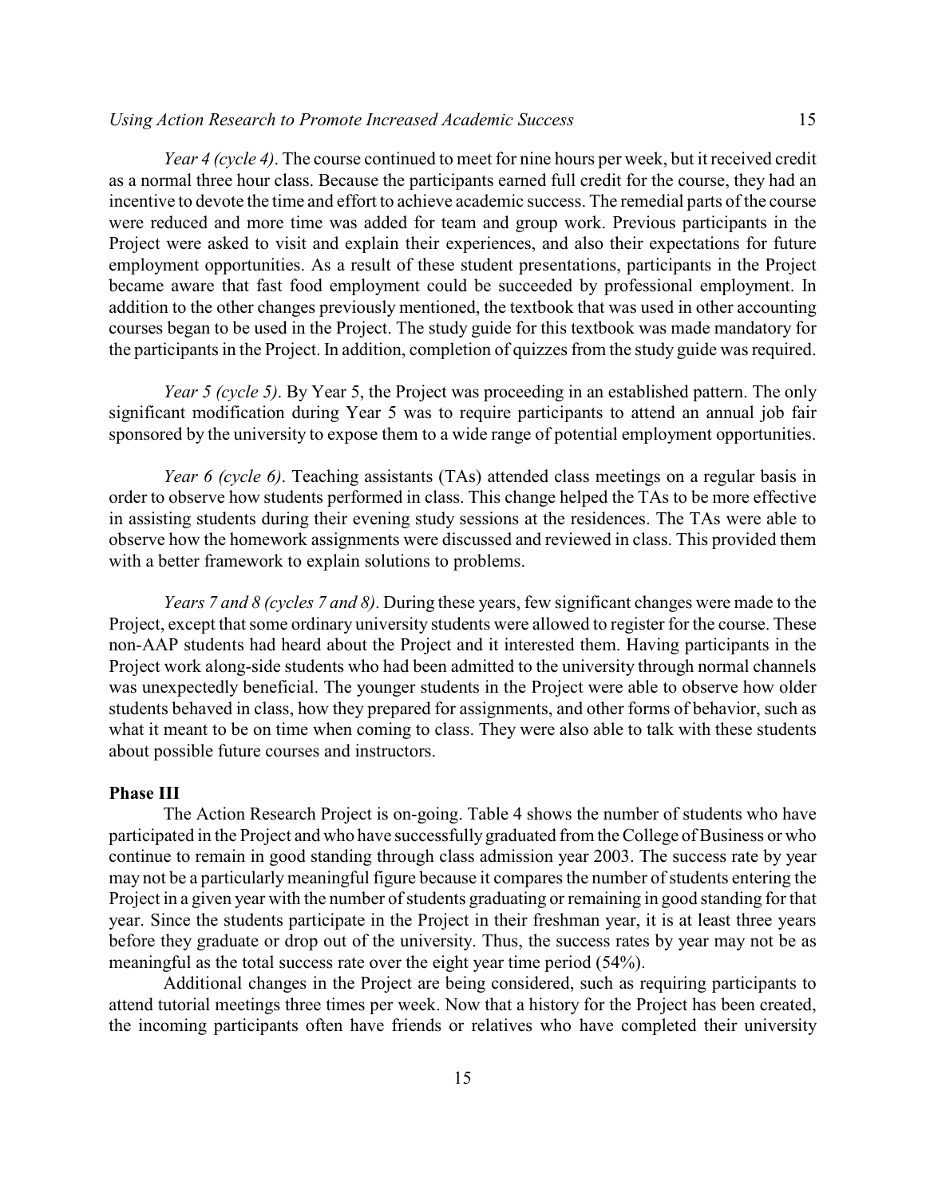*Year 4 (cycle 4)*. The course continued to meet for nine hours per week, but it received credit as a normal three hour class. Because the participants earned full credit for the course, they had an incentive to devote the time and effort to achieve academic success. The remedial parts of the course were reduced and more time was added for team and group work. Previous participants in the Project were asked to visit and explain their experiences, and also their expectations for future employment opportunities. As a result of these student presentations, participants in the Project became aware that fast food employment could be succeeded by professional employment. In addition to the other changes previously mentioned, the textbook that was used in other accounting courses began to be used in the Project. The study guide for this textbook was made mandatory for the participants in the Project. In addition, completion of quizzes from the study guide was required.

*Year 5 (cycle 5)*. By Year 5, the Project was proceeding in an established pattern. The only significant modification during Year 5 was to require participants to attend an annual job fair sponsored by the university to expose them to a wide range of potential employment opportunities.

*Year 6 (cycle 6)*. Teaching assistants (TAs) attended class meetings on a regular basis in order to observe how students performed in class. This change helped the TAs to be more effective in assisting students during their evening study sessions at the residences. The TAs were able to observe how the homework assignments were discussed and reviewed in class. This provided them with a better framework to explain solutions to problems.

*Years 7 and 8 (cycles 7 and 8)*. During these years, few significant changes were made to the Project, except that some ordinary university students were allowed to register for the course. These non-AAP students had heard about the Project and it interested them. Having participants in the Project work along-side students who had been admitted to the university through normal channels was unexpectedly beneficial. The younger students in the Project were able to observe how older students behaved in class, how they prepared for assignments, and other forms of behavior, such as what it meant to be on time when coming to class. They were also able to talk with these students about possible future courses and instructors.

**Phase III**

The Action Research Project is on-going. Table 4 shows the number of students who have participated in the Project and who have successfully graduated from the College of Business or who continue to remain in good standing through class admission year 2003. The success rate by year may not be a particularly meaningful figure because it compares the number of students entering the Project in a given year with the number of students graduating or remaining in good standing for that year. Since the students participate in the Project in their freshman year, it is at least three years before they graduate or drop out of the university. Thus, the success rates by year may not be as meaningful as the total success rate over the eight year time period (54%).

Additional changes in the Project are being considered, such as requiring participants to attend tutorial meetings three times per week. Now that a history for the Project has been created, the incoming participants often have friends or relatives who have completed their university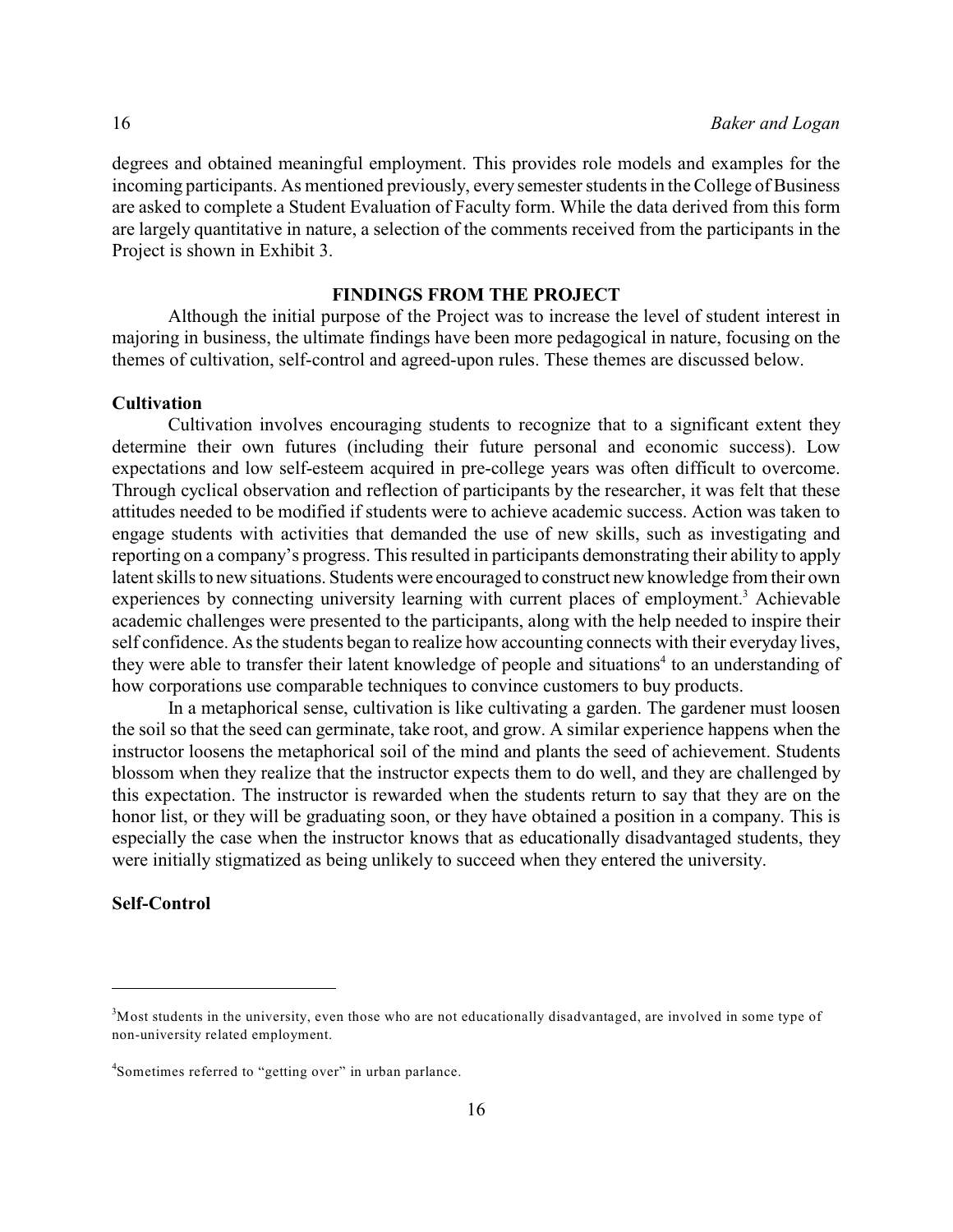degrees and obtained meaningful employment. This provides role models and examples for the incoming participants. As mentioned previously, every semester students in the College of Business are asked to complete a Student Evaluation of Faculty form. While the data derived from this form are largely quantitative in nature, a selection of the comments received from the participants in the Project is shown in Exhibit 3.

## FINDINGS FROM THE PROJECT

Although the initial purpose of the Project was to increase the level of student interest in majoring in business, the ultimate findings have been more pedagogical in nature, focusing on the themes of cultivation, self-control and agreed-upon rules. These themes are discussed below.

### Cultivation

Cultivation involves encouraging students to recognize that to a significant extent they determine their own futures (including their future personal and economic success). Low expectations and low self-esteem acquired in pre-college years was often difficult to overcome. Through cyclical observation and reflection of participants by the researcher, it was felt that these attitudes needed to be modified if students were to achieve academic success. Action was taken to engage students with activities that demanded the use of new skills, such as investigating and reporting on a company's progress. This resulted in participants demonstrating their ability to apply latent skills to new situations. Students were encouraged to construct new knowledge from their own experiences by connecting university learning with current places of employment.[3] Achievable academic challenges were presented to the participants, along with the help needed to inspire their self confidence. As the students began to realize how accounting connects with their everyday lives, they were able to transfer their latent knowledge of people and situations[4] to an understanding of how corporations use comparable techniques to convince customers to buy products.

In a metaphorical sense, cultivation is like cultivating a garden. The gardener must loosen the soil so that the seed can germinate, take root, and grow. A similar experience happens when the instructor loosens the metaphorical soil of the mind and plants the seed of achievement. Students blossom when they realize that the instructor expects them to do well, and they are challenged by this expectation. The instructor is rewarded when the students return to say that they are on the honor list, or they will be graduating soon, or they have obtained a position in a company. This is especially the case when the instructor knows that as educationally disadvantaged students, they were initially stigmatized as being unlikely to succeed when they entered the university.

### Self-Control

---

[3] Most students in the university, even those who are not educationally disadvantaged, are involved in some type of non-university related employment.

[4] Sometimes referred to "getting over" in urban parlance.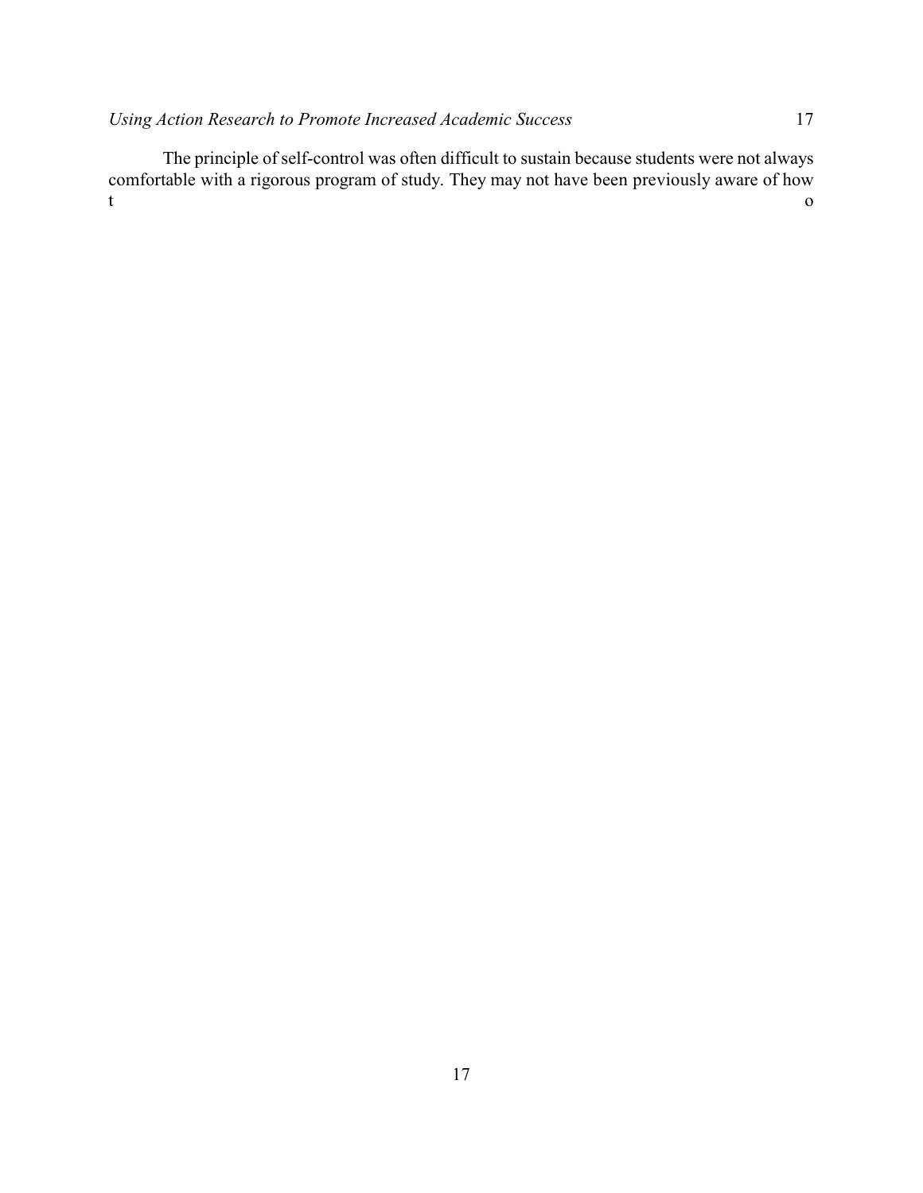The principle of self-control was often difficult to sustain because students were not always comfortable with a rigorous program of study. They may not have been previously aware of how t o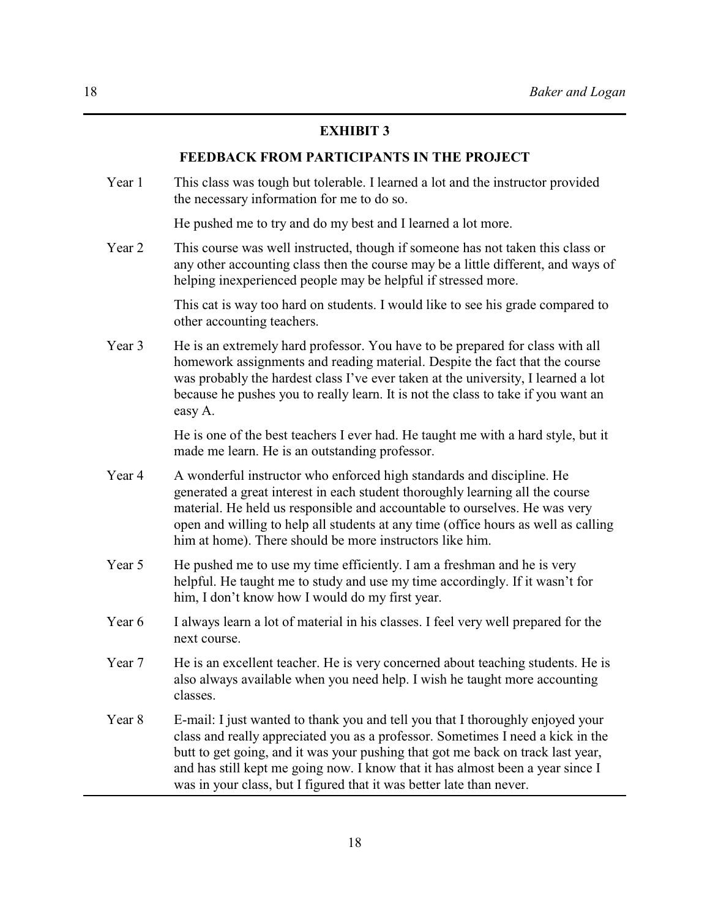## EXHIBIT 3

### FEEDBACK FROM PARTICIPANTS IN THE PROJECT

| | |
|---|---|
| Year 1 | This class was tough but tolerable. I learned a lot and the instructor provided the necessary information for me to do so. |
| | He pushed me to try and do my best and I learned a lot more. |
| Year 2 | This course was well instructed, though if someone has not taken this class or any other accounting class then the course may be a little different, and ways of helping inexperienced people may be helpful if stressed more. |
| | This cat is way too hard on students. I would like to see his grade compared to other accounting teachers. |
| Year 3 | He is an extremely hard professor. You have to be prepared for class with all homework assignments and reading material. Despite the fact that the course was probably the hardest class I've ever taken at the university, I learned a lot because he pushes you to really learn. It is not the class to take if you want an easy A. |
| | He is one of the best teachers I ever had. He taught me with a hard style, but it made me learn. He is an outstanding professor. |
| Year 4 | A wonderful instructor who enforced high standards and discipline. He generated a great interest in each student thoroughly learning all the course material. He held us responsible and accountable to ourselves. He was very open and willing to help all students at any time (office hours as well as calling him at home). There should be more instructors like him. |
| Year 5 | He pushed me to use my time efficiently. I am a freshman and he is very helpful. He taught me to study and use my time accordingly. If it wasn't for him, I don't know how I would do my first year. |
| Year 6 | I always learn a lot of material in his classes. I feel very well prepared for the next course. |
| Year 7 | He is an excellent teacher. He is very concerned about teaching students. He is also always available when you need help. I wish he taught more accounting classes. |
| Year 8 | E-mail: I just wanted to thank you and tell you that I thoroughly enjoyed your class and really appreciated you as a professor. Sometimes I need a kick in the butt to get going, and it was your pushing that got me back on track last year, and has still kept me going now. I know that it has almost been a year since I was in your class, but I figured that it was better late than never. |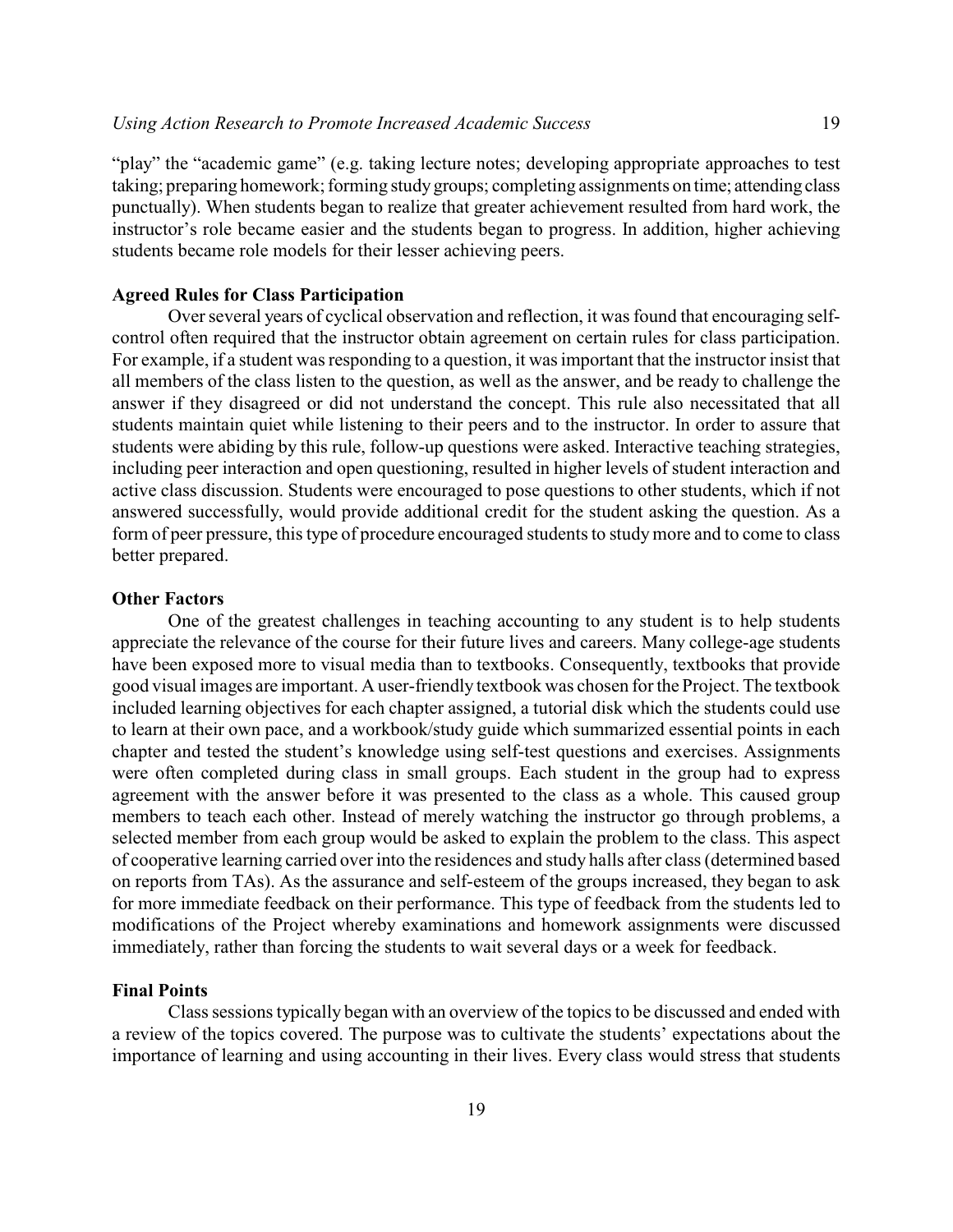"play" the "academic game" (e.g. taking lecture notes; developing appropriate approaches to test taking; preparing homework; forming study groups; completing assignments on time; attending class punctually). When students began to realize that greater achievement resulted from hard work, the instructor's role became easier and the students began to progress. In addition, higher achieving students became role models for their lesser achieving peers.

**Agreed Rules for Class Participation**

Over several years of cyclical observation and reflection, it was found that encouraging self-control often required that the instructor obtain agreement on certain rules for class participation. For example, if a student was responding to a question, it was important that the instructor insist that all members of the class listen to the question, as well as the answer, and be ready to challenge the answer if they disagreed or did not understand the concept. This rule also necessitated that all students maintain quiet while listening to their peers and to the instructor. In order to assure that students were abiding by this rule, follow-up questions were asked. Interactive teaching strategies, including peer interaction and open questioning, resulted in higher levels of student interaction and active class discussion. Students were encouraged to pose questions to other students, which if not answered successfully, would provide additional credit for the student asking the question. As a form of peer pressure, this type of procedure encouraged students to study more and to come to class better prepared.

**Other Factors**

One of the greatest challenges in teaching accounting to any student is to help students appreciate the relevance of the course for their future lives and careers. Many college-age students have been exposed more to visual media than to textbooks. Consequently, textbooks that provide good visual images are important. A user-friendly textbook was chosen for the Project. The textbook included learning objectives for each chapter assigned, a tutorial disk which the students could use to learn at their own pace, and a workbook/study guide which summarized essential points in each chapter and tested the student's knowledge using self-test questions and exercises. Assignments were often completed during class in small groups. Each student in the group had to express agreement with the answer before it was presented to the class as a whole. This caused group members to teach each other. Instead of merely watching the instructor go through problems, a selected member from each group would be asked to explain the problem to the class. This aspect of cooperative learning carried over into the residences and study halls after class (determined based on reports from TAs). As the assurance and self-esteem of the groups increased, they began to ask for more immediate feedback on their performance. This type of feedback from the students led to modifications of the Project whereby examinations and homework assignments were discussed immediately, rather than forcing the students to wait several days or a week for feedback.

**Final Points**

Class sessions typically began with an overview of the topics to be discussed and ended with a review of the topics covered. The purpose was to cultivate the students' expectations about the importance of learning and using accounting in their lives. Every class would stress that students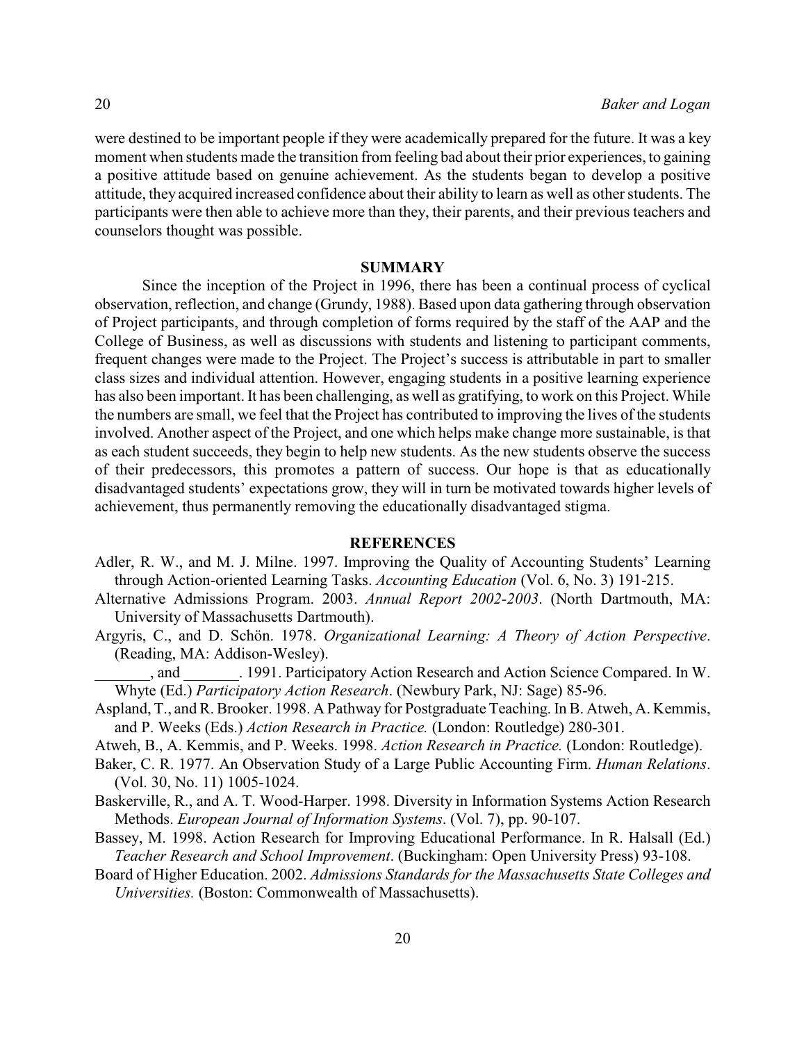were destined to be important people if they were academically prepared for the future. It was a key moment when students made the transition from feeling bad about their prior experiences, to gaining a positive attitude based on genuine achievement. As the students began to develop a positive attitude, they acquired increased confidence about their ability to learn as well as other students. The participants were then able to achieve more than they, their parents, and their previous teachers and counselors thought was possible.

## SUMMARY

Since the inception of the Project in 1996, there has been a continual process of cyclical observation, reflection, and change (Grundy, 1988). Based upon data gathering through observation of Project participants, and through completion of forms required by the staff of the AAP and the College of Business, as well as discussions with students and listening to participant comments, frequent changes were made to the Project. The Project's success is attributable in part to smaller class sizes and individual attention. However, engaging students in a positive learning experience has also been important. It has been challenging, as well as gratifying, to work on this Project. While the numbers are small, we feel that the Project has contributed to improving the lives of the students involved. Another aspect of the Project, and one which helps make change more sustainable, is that as each student succeeds, they begin to help new students. As the new students observe the success of their predecessors, this promotes a pattern of success. Our hope is that as educationally disadvantaged students' expectations grow, they will in turn be motivated towards higher levels of achievement, thus permanently removing the educationally disadvantaged stigma.

## REFERENCES

Adler, R. W., and M. J. Milne. 1997. Improving the Quality of Accounting Students' Learning through Action-oriented Learning Tasks. *Accounting Education* (Vol. 6, No. 3) 191-215.

Alternative Admissions Program. 2003. *Annual Report 2002-2003*. (North Dartmouth, MA: University of Massachusetts Dartmouth).

Argyris, C., and D. Schön. 1978. *Organizational Learning: A Theory of Action Perspective*. (Reading, MA: Addison-Wesley).

_______, and _______. 1991. Participatory Action Research and Action Science Compared. In W. Whyte (Ed.) *Participatory Action Research*. (Newbury Park, NJ: Sage) 85-96.

Aspland, T., and R. Brooker. 1998. A Pathway for Postgraduate Teaching. In B. Atweh, A. Kemmis, and P. Weeks (Eds.) *Action Research in Practice.* (London: Routledge) 280-301.

Atweh, B., A. Kemmis, and P. Weeks. 1998. *Action Research in Practice.* (London: Routledge).

Baker, C. R. 1977. An Observation Study of a Large Public Accounting Firm. *Human Relations*. (Vol. 30, No. 11) 1005-1024.

Baskerville, R., and A. T. Wood-Harper. 1998. Diversity in Information Systems Action Research Methods. *European Journal of Information Systems*. (Vol. 7), pp. 90-107.

Bassey, M. 1998. Action Research for Improving Educational Performance. In R. Halsall (Ed.) *Teacher Research and School Improvement*. (Buckingham: Open University Press) 93-108.

Board of Higher Education. 2002. *Admissions Standards for the Massachusetts State Colleges and Universities.* (Boston: Commonwealth of Massachusetts).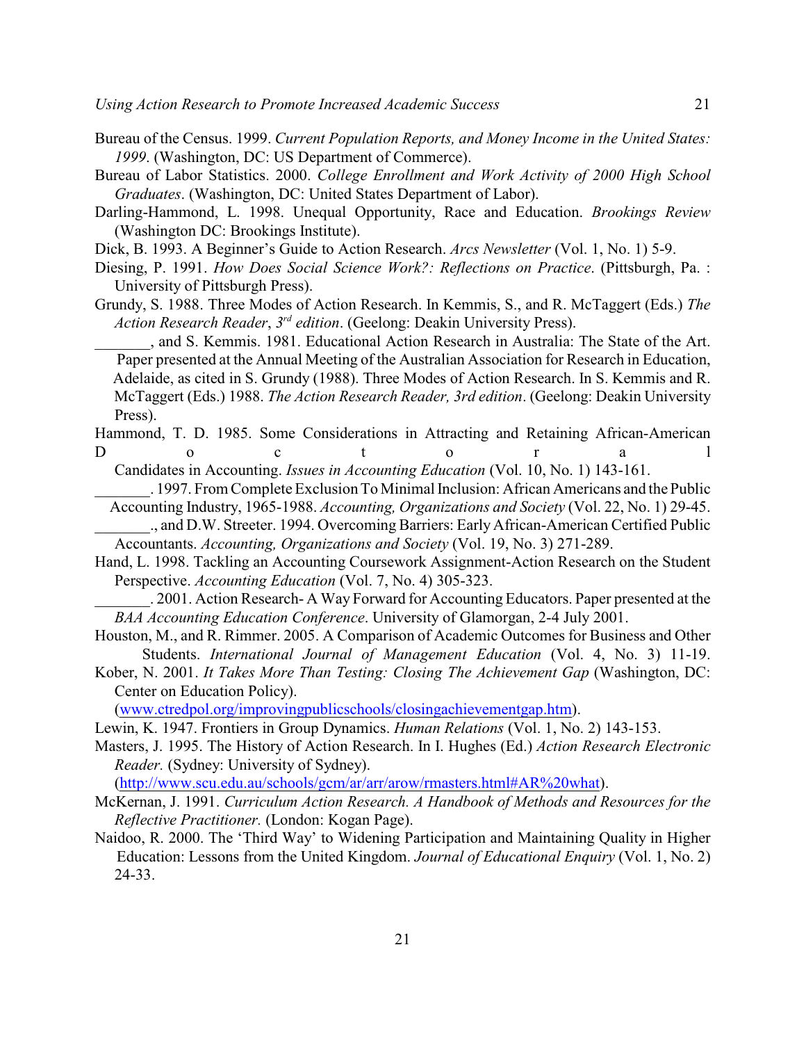Bureau of the Census. 1999. *Current Population Reports, and Money Income in the United States: 1999*. (Washington, DC: US Department of Commerce).

Bureau of Labor Statistics. 2000. *College Enrollment and Work Activity of 2000 High School Graduates*. (Washington, DC: United States Department of Labor).

Darling-Hammond, L. 1998. Unequal Opportunity, Race and Education. *Brookings Review* (Washington DC: Brookings Institute).

Dick, B. 1993. A Beginner's Guide to Action Research. *Arcs Newsletter* (Vol. 1, No. 1) 5-9.

Diesing, P. 1991. *How Does Social Science Work?: Reflections on Practice*. (Pittsburgh, Pa. : University of Pittsburgh Press).

Grundy, S. 1988. Three Modes of Action Research. In Kemmis, S., and R. McTaggert (Eds.) *The Action Research Reader*, *3rd edition*. (Geelong: Deakin University Press).

_______, and S. Kemmis. 1981. Educational Action Research in Australia: The State of the Art. Paper presented at the Annual Meeting of the Australian Association for Research in Education, Adelaide, as cited in S. Grundy (1988). Three Modes of Action Research. In S. Kemmis and R. McTaggert (Eds.) 1988. *The Action Research Reader, 3rd edition*. (Geelong: Deakin University Press).

Hammond, T. D. 1985. Some Considerations in Attracting and Retaining African-American Doctoral Candidates in Accounting. *Issues in Accounting Education* (Vol. 10, No. 1) 143-161.

_______. 1997. From Complete Exclusion To Minimal Inclusion: African Americans and the Public Accounting Industry, 1965-1988. *Accounting, Organizations and Society* (Vol. 22, No. 1) 29-45.

_______., and D.W. Streeter. 1994. Overcoming Barriers: Early African-American Certified Public Accountants. *Accounting, Organizations and Society* (Vol. 19, No. 3) 271-289.

Hand, L. 1998. Tackling an Accounting Coursework Assignment-Action Research on the Student Perspective. *Accounting Education* (Vol. 7, No. 4) 305-323.

_______. 2001. Action Research- A Way Forward for Accounting Educators. Paper presented at the *BAA Accounting Education Conference*. University of Glamorgan, 2-4 July 2001.

Houston, M., and R. Rimmer. 2005. A Comparison of Academic Outcomes for Business and Other Students. *International Journal of Management Education* (Vol. 4, No. 3) 11-19.

Kober, N. 2001. *It Takes More Than Testing: Closing The Achievement Gap* (Washington, DC: Center on Education Policy). (www.ctredpol.org/improvingpublicschools/closingachievementgap.htm).

Lewin, K. 1947. Frontiers in Group Dynamics. *Human Relations* (Vol. 1, No. 2) 143-153.

Masters, J. 1995. The History of Action Research. In I. Hughes (Ed.) *Action Research Electronic Reader.* (Sydney: University of Sydney). (http://www.scu.edu.au/schools/gcm/ar/arr/arow/rmasters.html#AR%20what).

McKernan, J. 1991. *Curriculum Action Research. A Handbook of Methods and Resources for the Reflective Practitioner.* (London: Kogan Page).

Naidoo, R. 2000. The 'Third Way' to Widening Participation and Maintaining Quality in Higher Education: Lessons from the United Kingdom. *Journal of Educational Enquiry* (Vol. 1, No. 2) 24-33.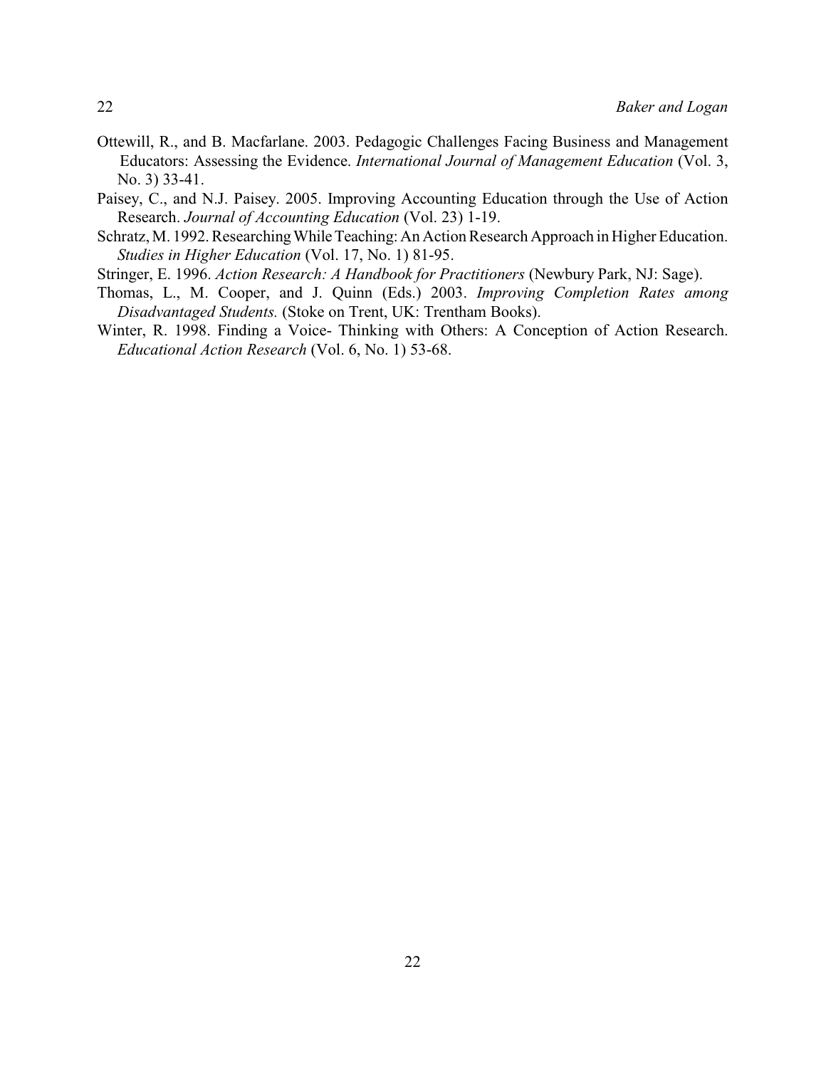Ottewill, R., and B. Macfarlane. 2003. Pedagogic Challenges Facing Business and Management Educators: Assessing the Evidence. *International Journal of Management Education* (Vol. 3, No. 3) 33-41.

Paisey, C., and N.J. Paisey. 2005. Improving Accounting Education through the Use of Action Research. *Journal of Accounting Education* (Vol. 23) 1-19.

Schratz, M. 1992. Researching While Teaching: An Action Research Approach in Higher Education. *Studies in Higher Education* (Vol. 17, No. 1) 81-95.

Stringer, E. 1996. *Action Research: A Handbook for Practitioners* (Newbury Park, NJ: Sage).

Thomas, L., M. Cooper, and J. Quinn (Eds.) 2003. *Improving Completion Rates among Disadvantaged Students.* (Stoke on Trent, UK: Trentham Books).

Winter, R. 1998. Finding a Voice- Thinking with Others: A Conception of Action Research. *Educational Action Research* (Vol. 6, No. 1) 53-68.